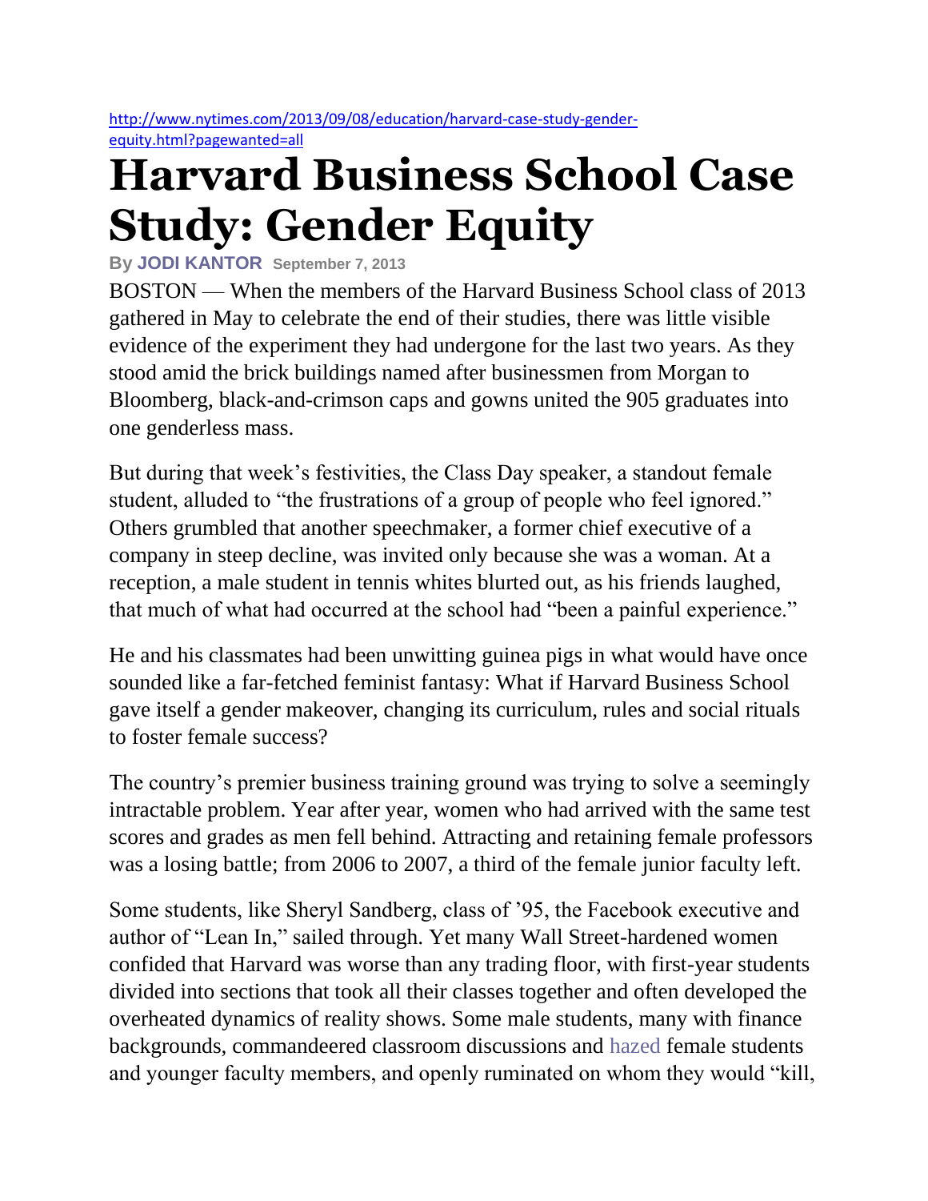http://www.nytimes.com/2013/09/08/education/harvard-case-study-gender-equity.html?pagewanted=all

# Harvard Business School Case Study: Gender Equity

By **JODI KANTOR** September 7, 2013

BOSTON — When the members of the Harvard Business School class of 2013 gathered in May to celebrate the end of their studies, there was little visible evidence of the experiment they had undergone for the last two years. As they stood amid the brick buildings named after businessmen from Morgan to Bloomberg, black-and-crimson caps and gowns united the 905 graduates into one genderless mass.

But during that week's festivities, the Class Day speaker, a standout female student, alluded to "the frustrations of a group of people who feel ignored." Others grumbled that another speechmaker, a former chief executive of a company in steep decline, was invited only because she was a woman. At a reception, a male student in tennis whites blurted out, as his friends laughed, that much of what had occurred at the school had "been a painful experience."

He and his classmates had been unwitting guinea pigs in what would have once sounded like a far-fetched feminist fantasy: What if Harvard Business School gave itself a gender makeover, changing its curriculum, rules and social rituals to foster female success?

The country's premier business training ground was trying to solve a seemingly intractable problem. Year after year, women who had arrived with the same test scores and grades as men fell behind. Attracting and retaining female professors was a losing battle; from 2006 to 2007, a third of the female junior faculty left.

Some students, like Sheryl Sandberg, class of '95, the Facebook executive and author of "Lean In," sailed through. Yet many Wall Street-hardened women confided that Harvard was worse than any trading floor, with first-year students divided into sections that took all their classes together and often developed the overheated dynamics of reality shows. Some male students, many with finance backgrounds, commandeered classroom discussions and hazed female students and younger faculty members, and openly ruminated on whom they would "kill,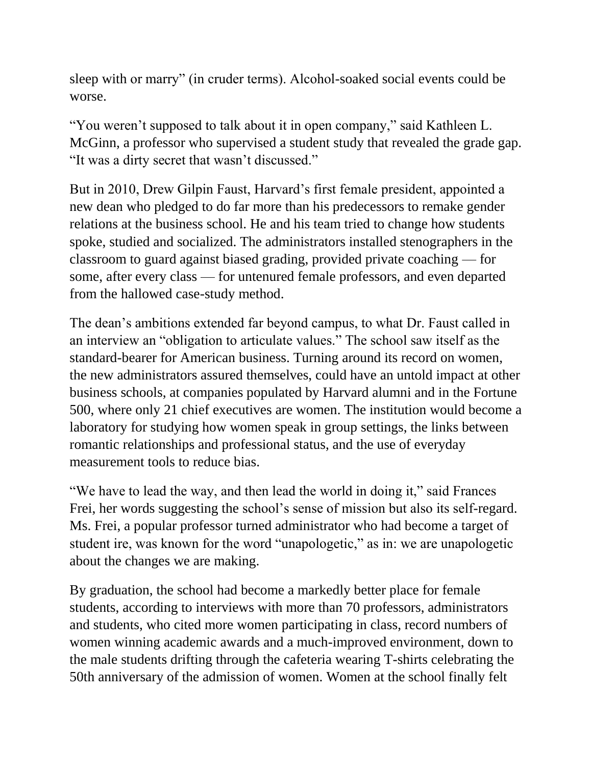sleep with or marry" (in cruder terms). Alcohol-soaked social events could be worse.

"You weren't supposed to talk about it in open company," said Kathleen L. McGinn, a professor who supervised a student study that revealed the grade gap. "It was a dirty secret that wasn't discussed."

But in 2010, Drew Gilpin Faust, Harvard's first female president, appointed a new dean who pledged to do far more than his predecessors to remake gender relations at the business school. He and his team tried to change how students spoke, studied and socialized. The administrators installed stenographers in the classroom to guard against biased grading, provided private coaching — for some, after every class — for untenured female professors, and even departed from the hallowed case-study method.

The dean's ambitions extended far beyond campus, to what Dr. Faust called in an interview an "obligation to articulate values." The school saw itself as the standard-bearer for American business. Turning around its record on women, the new administrators assured themselves, could have an untold impact at other business schools, at companies populated by Harvard alumni and in the Fortune 500, where only 21 chief executives are women. The institution would become a laboratory for studying how women speak in group settings, the links between romantic relationships and professional status, and the use of everyday measurement tools to reduce bias.

"We have to lead the way, and then lead the world in doing it," said Frances Frei, her words suggesting the school's sense of mission but also its self-regard. Ms. Frei, a popular professor turned administrator who had become a target of student ire, was known for the word "unapologetic," as in: we are unapologetic about the changes we are making.

By graduation, the school had become a markedly better place for female students, according to interviews with more than 70 professors, administrators and students, who cited more women participating in class, record numbers of women winning academic awards and a much-improved environment, down to the male students drifting through the cafeteria wearing T-shirts celebrating the 50th anniversary of the admission of women. Women at the school finally felt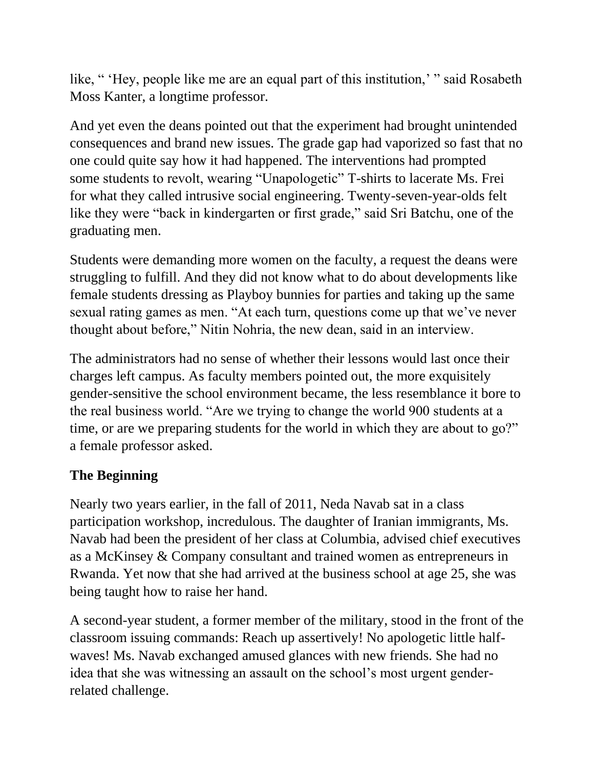like, " 'Hey, people like me are an equal part of this institution,' " said Rosabeth Moss Kanter, a longtime professor.

And yet even the deans pointed out that the experiment had brought unintended consequences and brand new issues. The grade gap had vaporized so fast that no one could quite say how it had happened. The interventions had prompted some students to revolt, wearing "Unapologetic" T-shirts to lacerate Ms. Frei for what they called intrusive social engineering. Twenty-seven-year-olds felt like they were "back in kindergarten or first grade," said Sri Batchu, one of the graduating men.

Students were demanding more women on the faculty, a request the deans were struggling to fulfill. And they did not know what to do about developments like female students dressing as Playboy bunnies for parties and taking up the same sexual rating games as men. "At each turn, questions come up that we've never thought about before," Nitin Nohria, the new dean, said in an interview.

The administrators had no sense of whether their lessons would last once their charges left campus. As faculty members pointed out, the more exquisitely gender-sensitive the school environment became, the less resemblance it bore to the real business world. "Are we trying to change the world 900 students at a time, or are we preparing students for the world in which they are about to go?" a female professor asked.

## The Beginning

Nearly two years earlier, in the fall of 2011, Neda Navab sat in a class participation workshop, incredulous. The daughter of Iranian immigrants, Ms. Navab had been the president of her class at Columbia, advised chief executives as a McKinsey & Company consultant and trained women as entrepreneurs in Rwanda. Yet now that she had arrived at the business school at age 25, she was being taught how to raise her hand.

A second-year student, a former member of the military, stood in the front of the classroom issuing commands: Reach up assertively! No apologetic little half-waves! Ms. Navab exchanged amused glances with new friends. She had no idea that she was witnessing an assault on the school's most urgent gender-related challenge.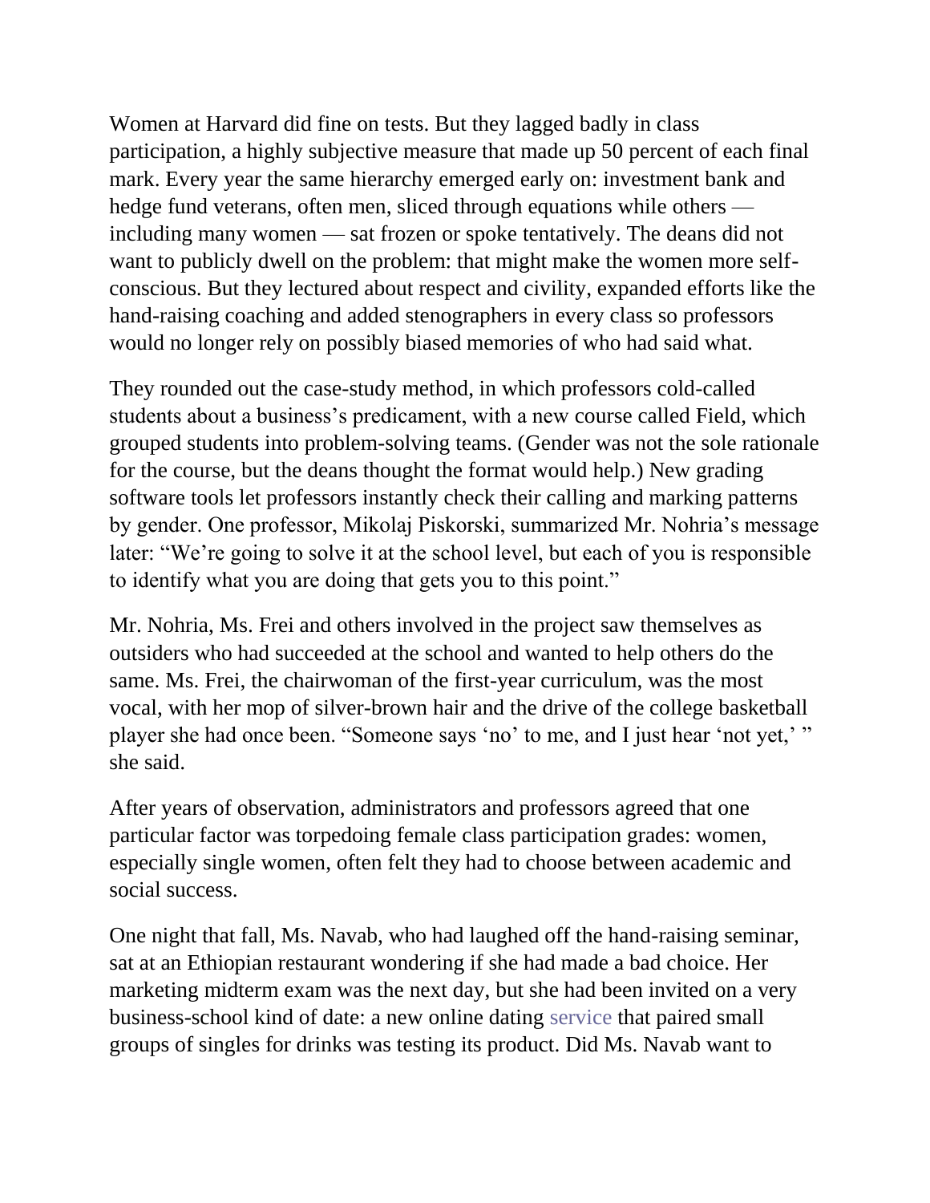Women at Harvard did fine on tests. But they lagged badly in class participation, a highly subjective measure that made up 50 percent of each final mark. Every year the same hierarchy emerged early on: investment bank and hedge fund veterans, often men, sliced through equations while others — including many women — sat frozen or spoke tentatively. The deans did not want to publicly dwell on the problem: that might make the women more self-conscious. But they lectured about respect and civility, expanded efforts like the hand-raising coaching and added stenographers in every class so professors would no longer rely on possibly biased memories of who had said what.

They rounded out the case-study method, in which professors cold-called students about a business's predicament, with a new course called Field, which grouped students into problem-solving teams. (Gender was not the sole rationale for the course, but the deans thought the format would help.) New grading software tools let professors instantly check their calling and marking patterns by gender. One professor, Mikolaj Piskorski, summarized Mr. Nohria's message later: "We're going to solve it at the school level, but each of you is responsible to identify what you are doing that gets you to this point."

Mr. Nohria, Ms. Frei and others involved in the project saw themselves as outsiders who had succeeded at the school and wanted to help others do the same. Ms. Frei, the chairwoman of the first-year curriculum, was the most vocal, with her mop of silver-brown hair and the drive of the college basketball player she had once been. "Someone says 'no' to me, and I just hear 'not yet,' " she said.

After years of observation, administrators and professors agreed that one particular factor was torpedoing female class participation grades: women, especially single women, often felt they had to choose between academic and social success.

One night that fall, Ms. Navab, who had laughed off the hand-raising seminar, sat at an Ethiopian restaurant wondering if she had made a bad choice. Her marketing midterm exam was the next day, but she had been invited on a very business-school kind of date: a new online dating service that paired small groups of singles for drinks was testing its product. Did Ms. Navab want to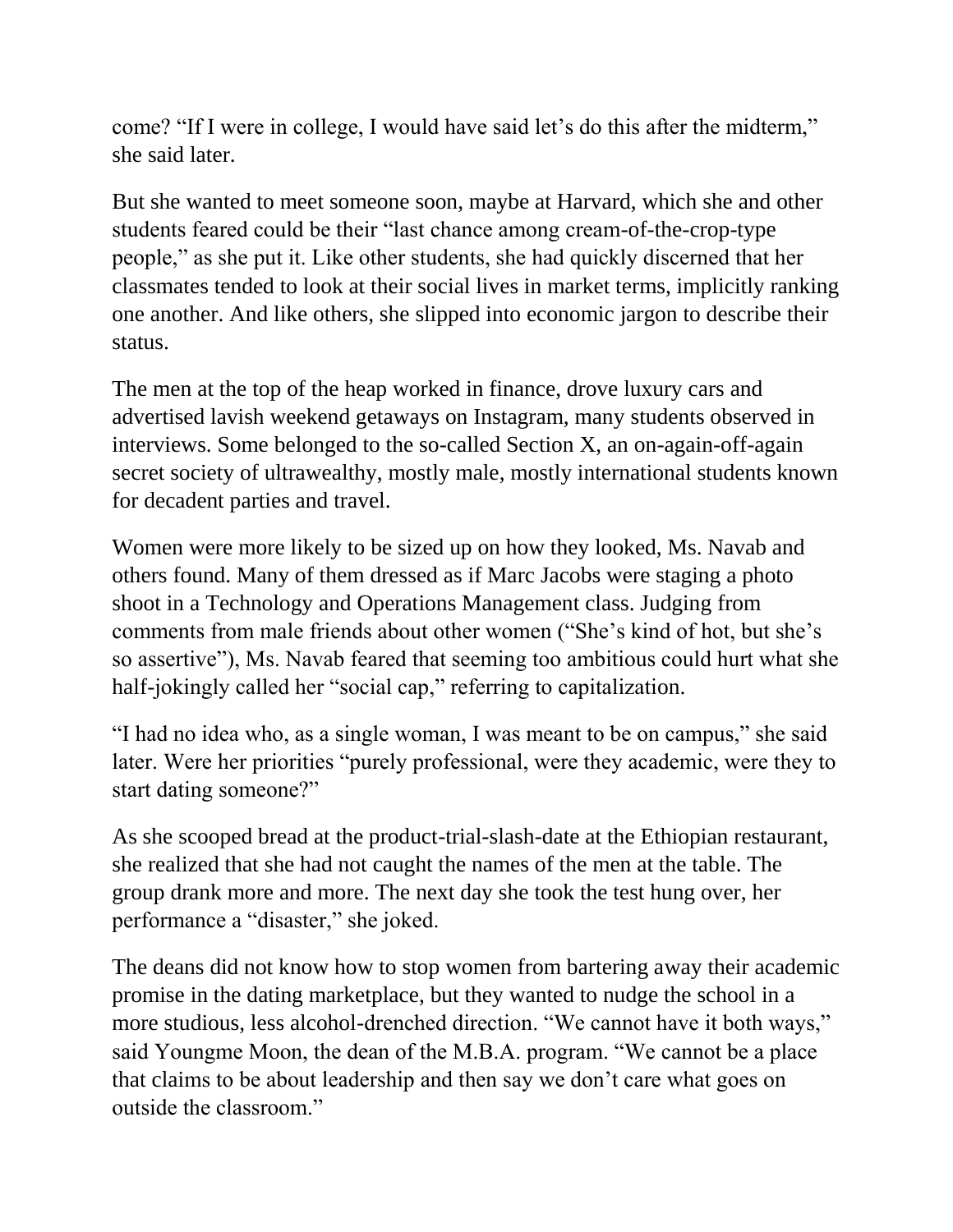come? "If I were in college, I would have said let's do this after the midterm," she said later.

But she wanted to meet someone soon, maybe at Harvard, which she and other students feared could be their "last chance among cream-of-the-crop-type people," as she put it. Like other students, she had quickly discerned that her classmates tended to look at their social lives in market terms, implicitly ranking one another. And like others, she slipped into economic jargon to describe their status.

The men at the top of the heap worked in finance, drove luxury cars and advertised lavish weekend getaways on Instagram, many students observed in interviews. Some belonged to the so-called Section X, an on-again-off-again secret society of ultrawealthy, mostly male, mostly international students known for decadent parties and travel.

Women were more likely to be sized up on how they looked, Ms. Navab and others found. Many of them dressed as if Marc Jacobs were staging a photo shoot in a Technology and Operations Management class. Judging from comments from male friends about other women ("She's kind of hot, but she's so assertive"), Ms. Navab feared that seeming too ambitious could hurt what she half-jokingly called her "social cap," referring to capitalization.

"I had no idea who, as a single woman, I was meant to be on campus," she said later. Were her priorities "purely professional, were they academic, were they to start dating someone?"

As she scooped bread at the product-trial-slash-date at the Ethiopian restaurant, she realized that she had not caught the names of the men at the table. The group drank more and more. The next day she took the test hung over, her performance a "disaster," she joked.

The deans did not know how to stop women from bartering away their academic promise in the dating marketplace, but they wanted to nudge the school in a more studious, less alcohol-drenched direction. "We cannot have it both ways," said Youngme Moon, the dean of the M.B.A. program. "We cannot be a place that claims to be about leadership and then say we don't care what goes on outside the classroom."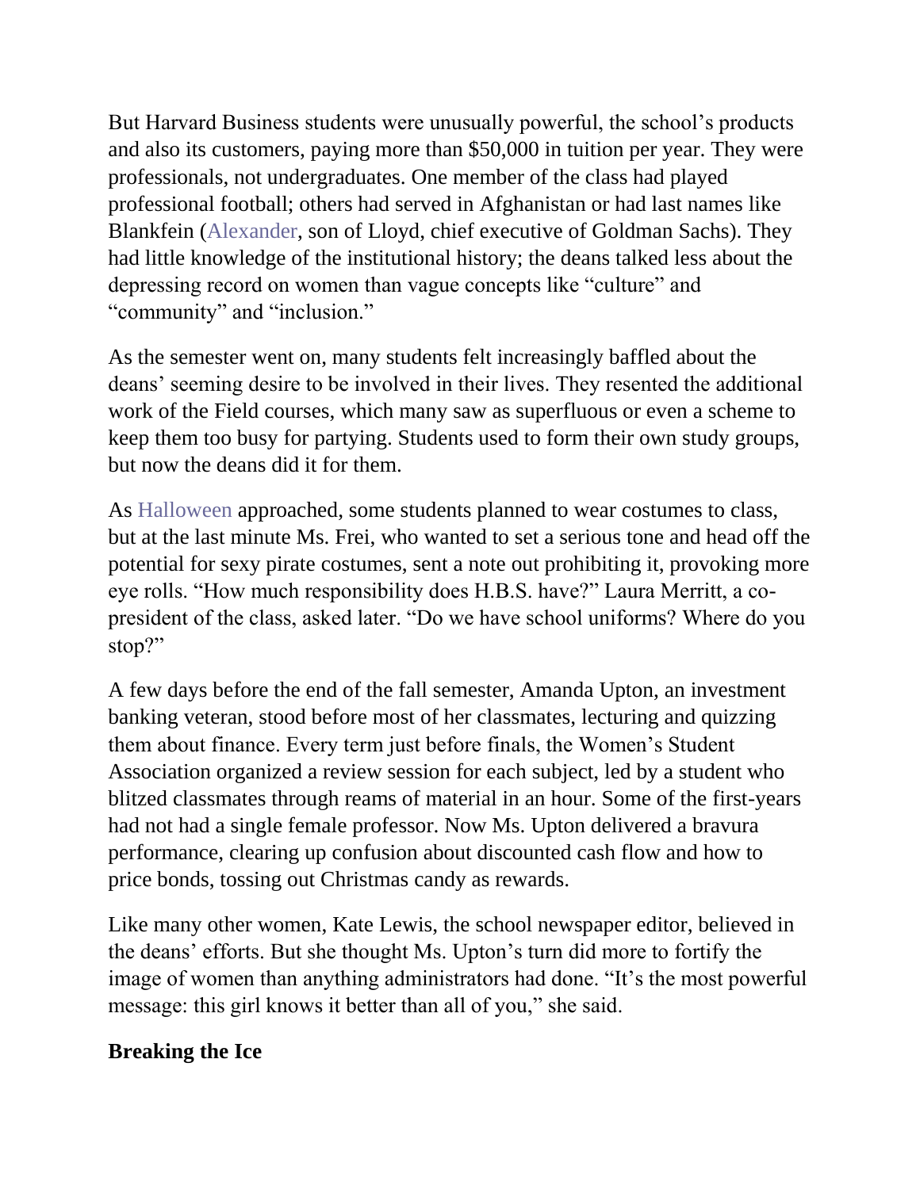But Harvard Business students were unusually powerful, the school's products and also its customers, paying more than $50,000 in tuition per year. They were professionals, not undergraduates. One member of the class had played professional football; others had served in Afghanistan or had last names like Blankfein (Alexander, son of Lloyd, chief executive of Goldman Sachs). They had little knowledge of the institutional history; the deans talked less about the depressing record on women than vague concepts like "culture" and "community" and "inclusion."

As the semester went on, many students felt increasingly baffled about the deans' seeming desire to be involved in their lives. They resented the additional work of the Field courses, which many saw as superfluous or even a scheme to keep them too busy for partying. Students used to form their own study groups, but now the deans did it for them.

As Halloween approached, some students planned to wear costumes to class, but at the last minute Ms. Frei, who wanted to set a serious tone and head off the potential for sexy pirate costumes, sent a note out prohibiting it, provoking more eye rolls. "How much responsibility does H.B.S. have?" Laura Merritt, a co-president of the class, asked later. "Do we have school uniforms? Where do you stop?"

A few days before the end of the fall semester, Amanda Upton, an investment banking veteran, stood before most of her classmates, lecturing and quizzing them about finance. Every term just before finals, the Women's Student Association organized a review session for each subject, led by a student who blitzed classmates through reams of material in an hour. Some of the first-years had not had a single female professor. Now Ms. Upton delivered a bravura performance, clearing up confusion about discounted cash flow and how to price bonds, tossing out Christmas candy as rewards.

Like many other women, Kate Lewis, the school newspaper editor, believed in the deans' efforts. But she thought Ms. Upton's turn did more to fortify the image of women than anything administrators had done. "It's the most powerful message: this girl knows it better than all of you," she said.

**Breaking the Ice**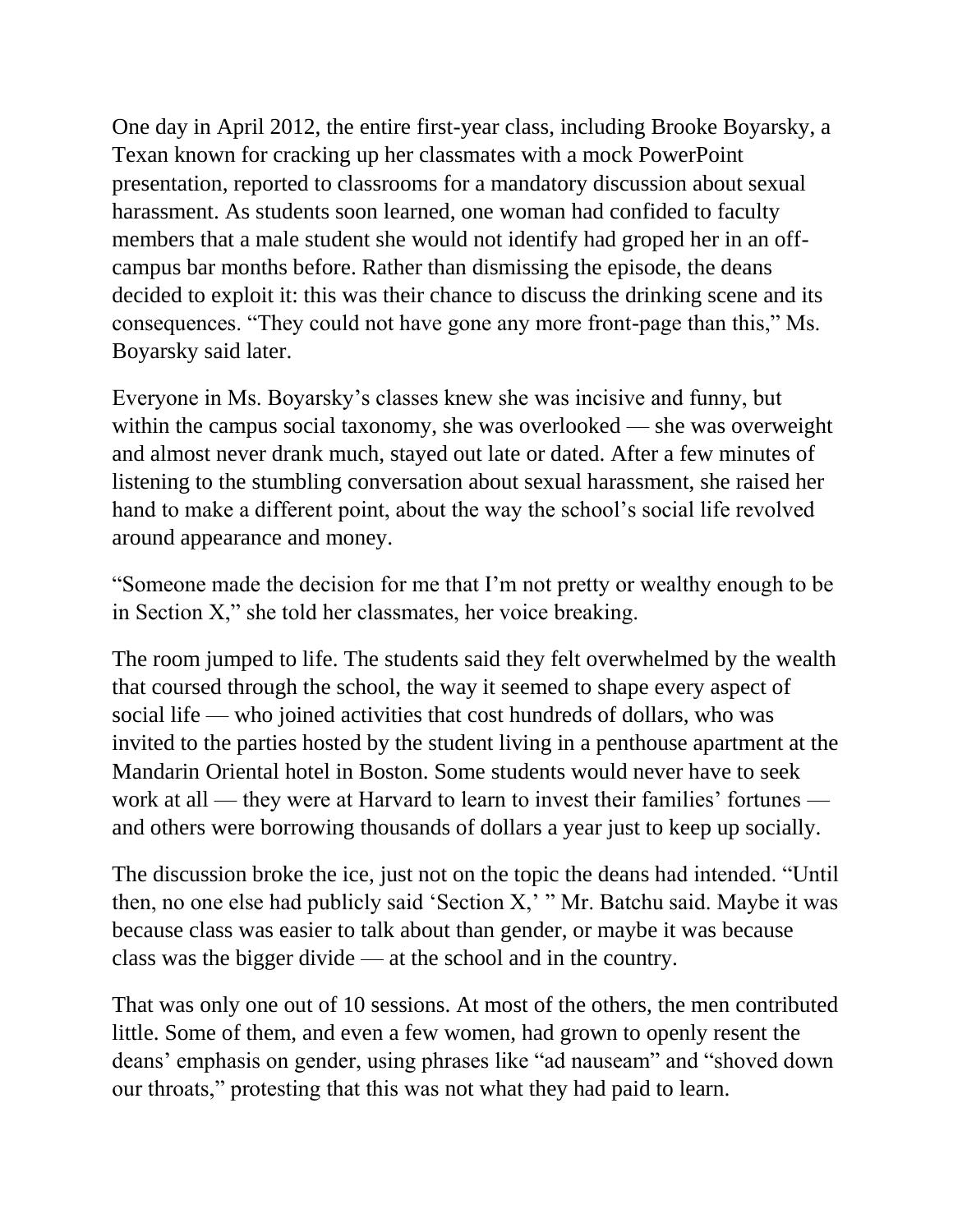One day in April 2012, the entire first-year class, including Brooke Boyarsky, a Texan known for cracking up her classmates with a mock PowerPoint presentation, reported to classrooms for a mandatory discussion about sexual harassment. As students soon learned, one woman had confided to faculty members that a male student she would not identify had groped her in an off-campus bar months before. Rather than dismissing the episode, the deans decided to exploit it: this was their chance to discuss the drinking scene and its consequences. "They could not have gone any more front-page than this," Ms. Boyarsky said later.

Everyone in Ms. Boyarsky's classes knew she was incisive and funny, but within the campus social taxonomy, she was overlooked — she was overweight and almost never drank much, stayed out late or dated. After a few minutes of listening to the stumbling conversation about sexual harassment, she raised her hand to make a different point, about the way the school's social life revolved around appearance and money.

"Someone made the decision for me that I'm not pretty or wealthy enough to be in Section X," she told her classmates, her voice breaking.

The room jumped to life. The students said they felt overwhelmed by the wealth that coursed through the school, the way it seemed to shape every aspect of social life — who joined activities that cost hundreds of dollars, who was invited to the parties hosted by the student living in a penthouse apartment at the Mandarin Oriental hotel in Boston. Some students would never have to seek work at all — they were at Harvard to learn to invest their families' fortunes — and others were borrowing thousands of dollars a year just to keep up socially.

The discussion broke the ice, just not on the topic the deans had intended. "Until then, no one else had publicly said 'Section X,' " Mr. Batchu said. Maybe it was because class was easier to talk about than gender, or maybe it was because class was the bigger divide — at the school and in the country.

That was only one out of 10 sessions. At most of the others, the men contributed little. Some of them, and even a few women, had grown to openly resent the deans' emphasis on gender, using phrases like "ad nauseam" and "shoved down our throats," protesting that this was not what they had paid to learn.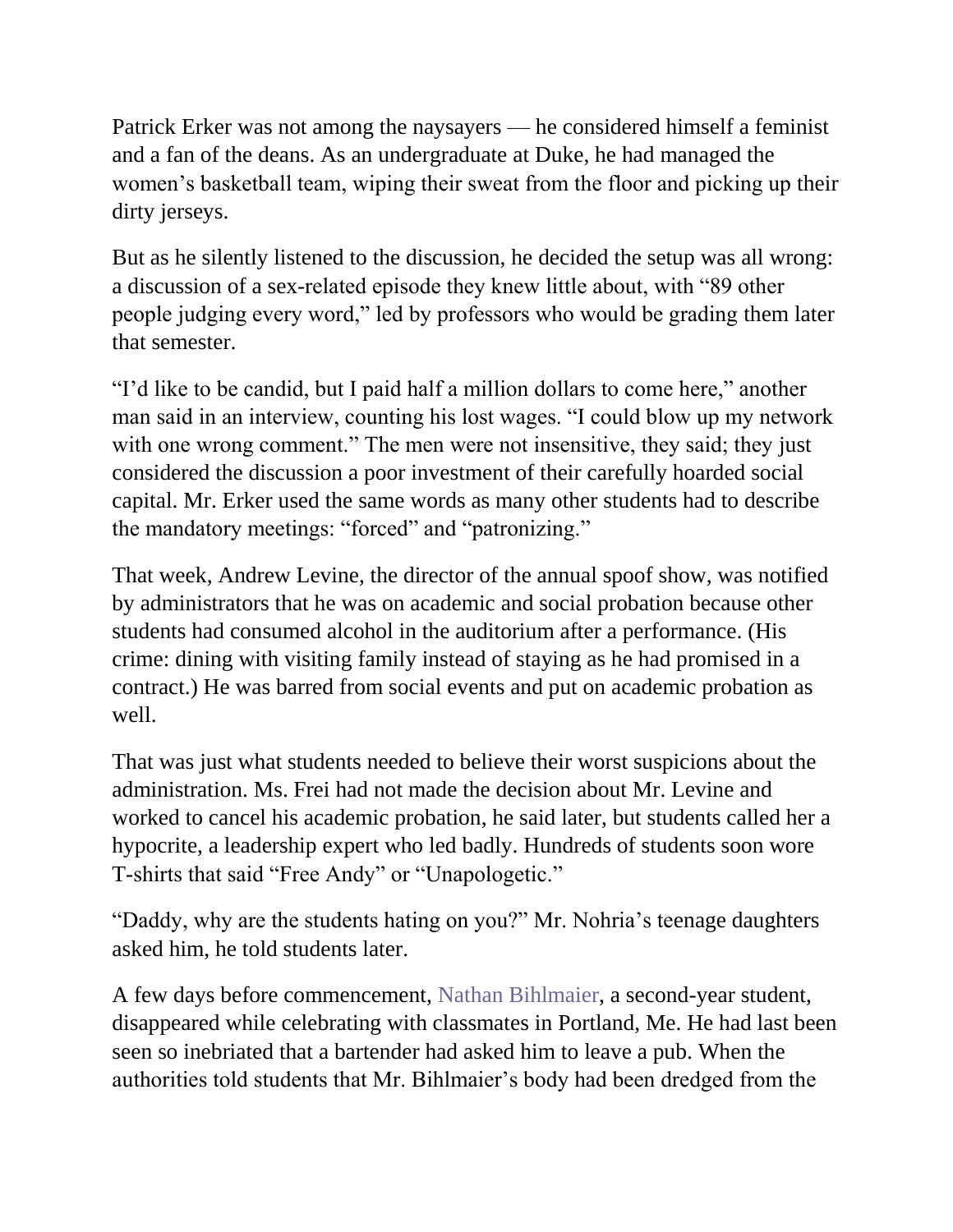Patrick Erker was not among the naysayers — he considered himself a feminist and a fan of the deans. As an undergraduate at Duke, he had managed the women's basketball team, wiping their sweat from the floor and picking up their dirty jerseys.

But as he silently listened to the discussion, he decided the setup was all wrong: a discussion of a sex-related episode they knew little about, with "89 other people judging every word," led by professors who would be grading them later that semester.

"I'd like to be candid, but I paid half a million dollars to come here," another man said in an interview, counting his lost wages. "I could blow up my network with one wrong comment." The men were not insensitive, they said; they just considered the discussion a poor investment of their carefully hoarded social capital. Mr. Erker used the same words as many other students had to describe the mandatory meetings: "forced" and "patronizing."

That week, Andrew Levine, the director of the annual spoof show, was notified by administrators that he was on academic and social probation because other students had consumed alcohol in the auditorium after a performance. (His crime: dining with visiting family instead of staying as he had promised in a contract.) He was barred from social events and put on academic probation as well.

That was just what students needed to believe their worst suspicions about the administration. Ms. Frei had not made the decision about Mr. Levine and worked to cancel his academic probation, he said later, but students called her a hypocrite, a leadership expert who led badly. Hundreds of students soon wore T-shirts that said "Free Andy" or "Unapologetic."

"Daddy, why are the students hating on you?" Mr. Nohria's teenage daughters asked him, he told students later.

A few days before commencement, Nathan Bihlmaier, a second-year student, disappeared while celebrating with classmates in Portland, Me. He had last been seen so inebriated that a bartender had asked him to leave a pub. When the authorities told students that Mr. Bihlmaier's body had been dredged from the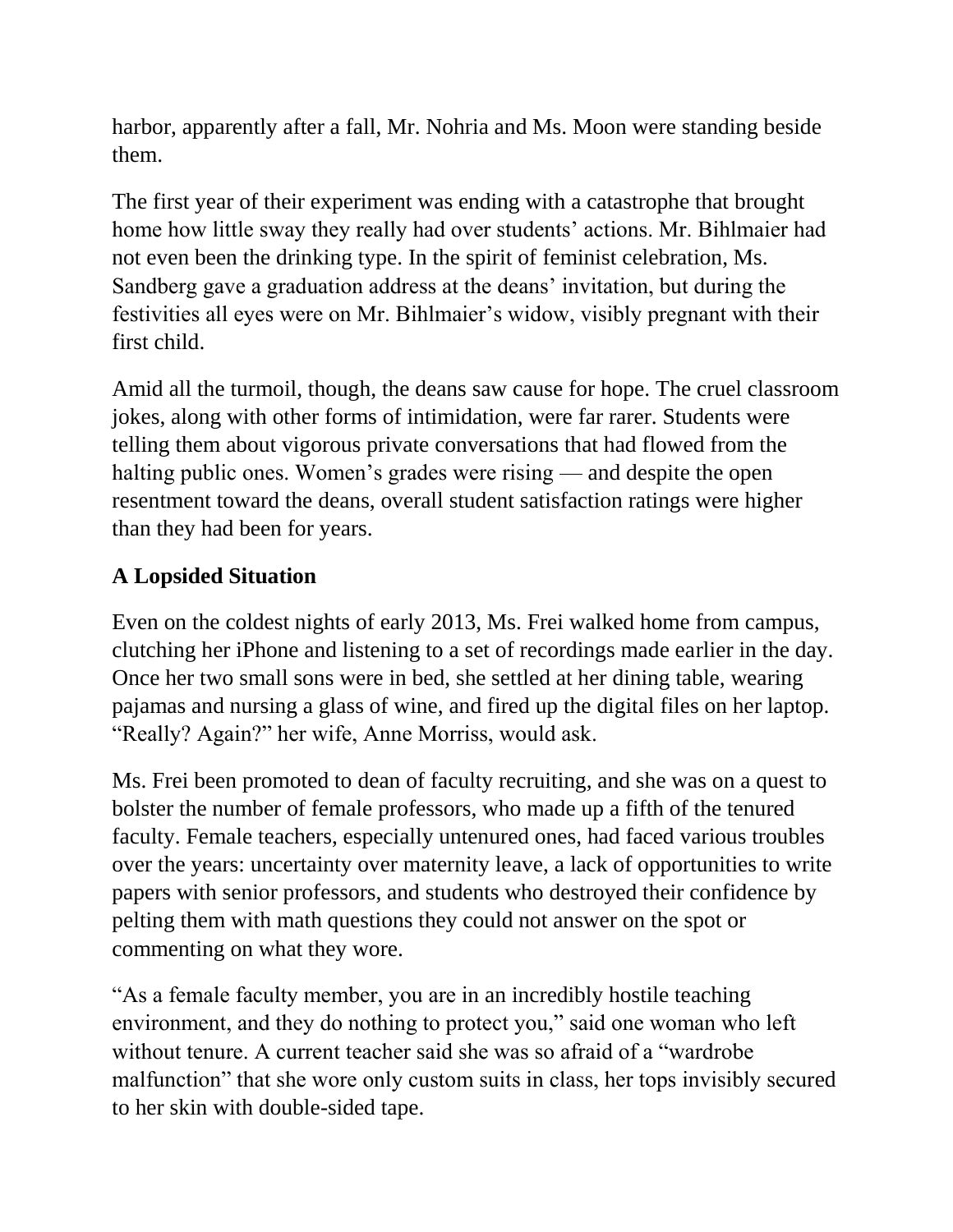harbor, apparently after a fall, Mr. Nohria and Ms. Moon were standing beside them.

The first year of their experiment was ending with a catastrophe that brought home how little sway they really had over students' actions. Mr. Bihlmaier had not even been the drinking type. In the spirit of feminist celebration, Ms. Sandberg gave a graduation address at the deans' invitation, but during the festivities all eyes were on Mr. Bihlmaier's widow, visibly pregnant with their first child.

Amid all the turmoil, though, the deans saw cause for hope. The cruel classroom jokes, along with other forms of intimidation, were far rarer. Students were telling them about vigorous private conversations that had flowed from the halting public ones. Women's grades were rising — and despite the open resentment toward the deans, overall student satisfaction ratings were higher than they had been for years.

**A Lopsided Situation**

Even on the coldest nights of early 2013, Ms. Frei walked home from campus, clutching her iPhone and listening to a set of recordings made earlier in the day. Once her two small sons were in bed, she settled at her dining table, wearing pajamas and nursing a glass of wine, and fired up the digital files on her laptop. "Really? Again?" her wife, Anne Morriss, would ask.

Ms. Frei been promoted to dean of faculty recruiting, and she was on a quest to bolster the number of female professors, who made up a fifth of the tenured faculty. Female teachers, especially untenured ones, had faced various troubles over the years: uncertainty over maternity leave, a lack of opportunities to write papers with senior professors, and students who destroyed their confidence by pelting them with math questions they could not answer on the spot or commenting on what they wore.

"As a female faculty member, you are in an incredibly hostile teaching environment, and they do nothing to protect you," said one woman who left without tenure. A current teacher said she was so afraid of a "wardrobe malfunction" that she wore only custom suits in class, her tops invisibly secured to her skin with double-sided tape.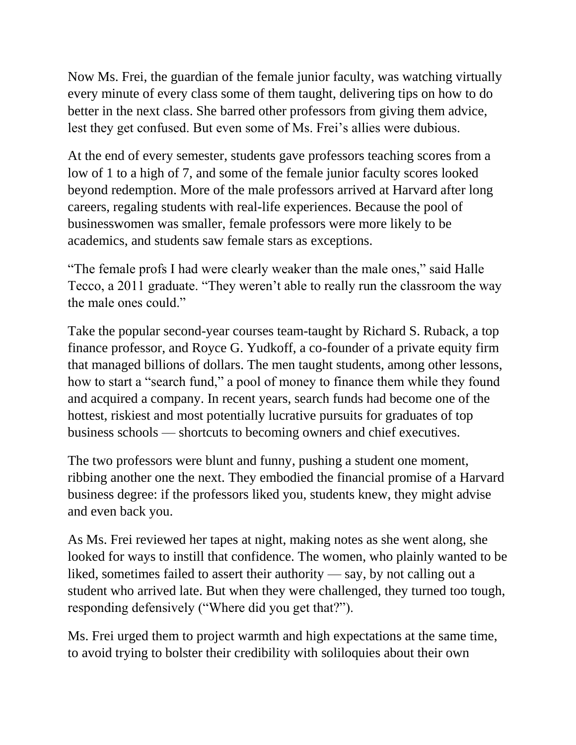Now Ms. Frei, the guardian of the female junior faculty, was watching virtually every minute of every class some of them taught, delivering tips on how to do better in the next class. She barred other professors from giving them advice, lest they get confused. But even some of Ms. Frei's allies were dubious.

At the end of every semester, students gave professors teaching scores from a low of 1 to a high of 7, and some of the female junior faculty scores looked beyond redemption. More of the male professors arrived at Harvard after long careers, regaling students with real-life experiences. Because the pool of businesswomen was smaller, female professors were more likely to be academics, and students saw female stars as exceptions.

"The female profs I had were clearly weaker than the male ones," said Halle Tecco, a 2011 graduate. "They weren't able to really run the classroom the way the male ones could."

Take the popular second-year courses team-taught by Richard S. Ruback, a top finance professor, and Royce G. Yudkoff, a co-founder of a private equity firm that managed billions of dollars. The men taught students, among other lessons, how to start a "search fund," a pool of money to finance them while they found and acquired a company. In recent years, search funds had become one of the hottest, riskiest and most potentially lucrative pursuits for graduates of top business schools — shortcuts to becoming owners and chief executives.

The two professors were blunt and funny, pushing a student one moment, ribbing another one the next. They embodied the financial promise of a Harvard business degree: if the professors liked you, students knew, they might advise and even back you.

As Ms. Frei reviewed her tapes at night, making notes as she went along, she looked for ways to instill that confidence. The women, who plainly wanted to be liked, sometimes failed to assert their authority — say, by not calling out a student who arrived late. But when they were challenged, they turned too tough, responding defensively ("Where did you get that?").

Ms. Frei urged them to project warmth and high expectations at the same time, to avoid trying to bolster their credibility with soliloquies about their own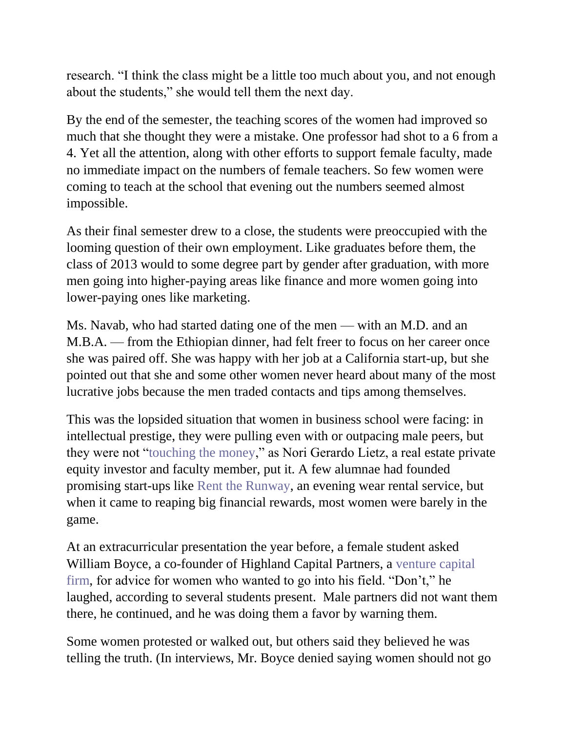research. “I think the class might be a little too much about you, and not enough about the students,” she would tell them the next day.

By the end of the semester, the teaching scores of the women had improved so much that she thought they were a mistake. One professor had shot to a 6 from a 4. Yet all the attention, along with other efforts to support female faculty, made no immediate impact on the numbers of female teachers. So few women were coming to teach at the school that evening out the numbers seemed almost impossible.

As their final semester drew to a close, the students were preoccupied with the looming question of their own employment. Like graduates before them, the class of 2013 would to some degree part by gender after graduation, with more men going into higher-paying areas like finance and more women going into lower-paying ones like marketing.

Ms. Navab, who had started dating one of the men — with an M.D. and an M.B.A. — from the Ethiopian dinner, had felt freer to focus on her career once she was paired off. She was happy with her job at a California start-up, but she pointed out that she and some other women never heard about many of the most lucrative jobs because the men traded contacts and tips among themselves.

This was the lopsided situation that women in business school were facing: in intellectual prestige, they were pulling even with or outpacing male peers, but they were not “touching the money,” as Nori Gerardo Lietz, a real estate private equity investor and faculty member, put it. A few alumnae had founded promising start-ups like Rent the Runway, an evening wear rental service, but when it came to reaping big financial rewards, most women were barely in the game.

At an extracurricular presentation the year before, a female student asked William Boyce, a co-founder of Highland Capital Partners, a venture capital firm, for advice for women who wanted to go into his field. “Don’t,” he laughed, according to several students present. Male partners did not want them there, he continued, and he was doing them a favor by warning them.

Some women protested or walked out, but others said they believed he was telling the truth. (In interviews, Mr. Boyce denied saying women should not go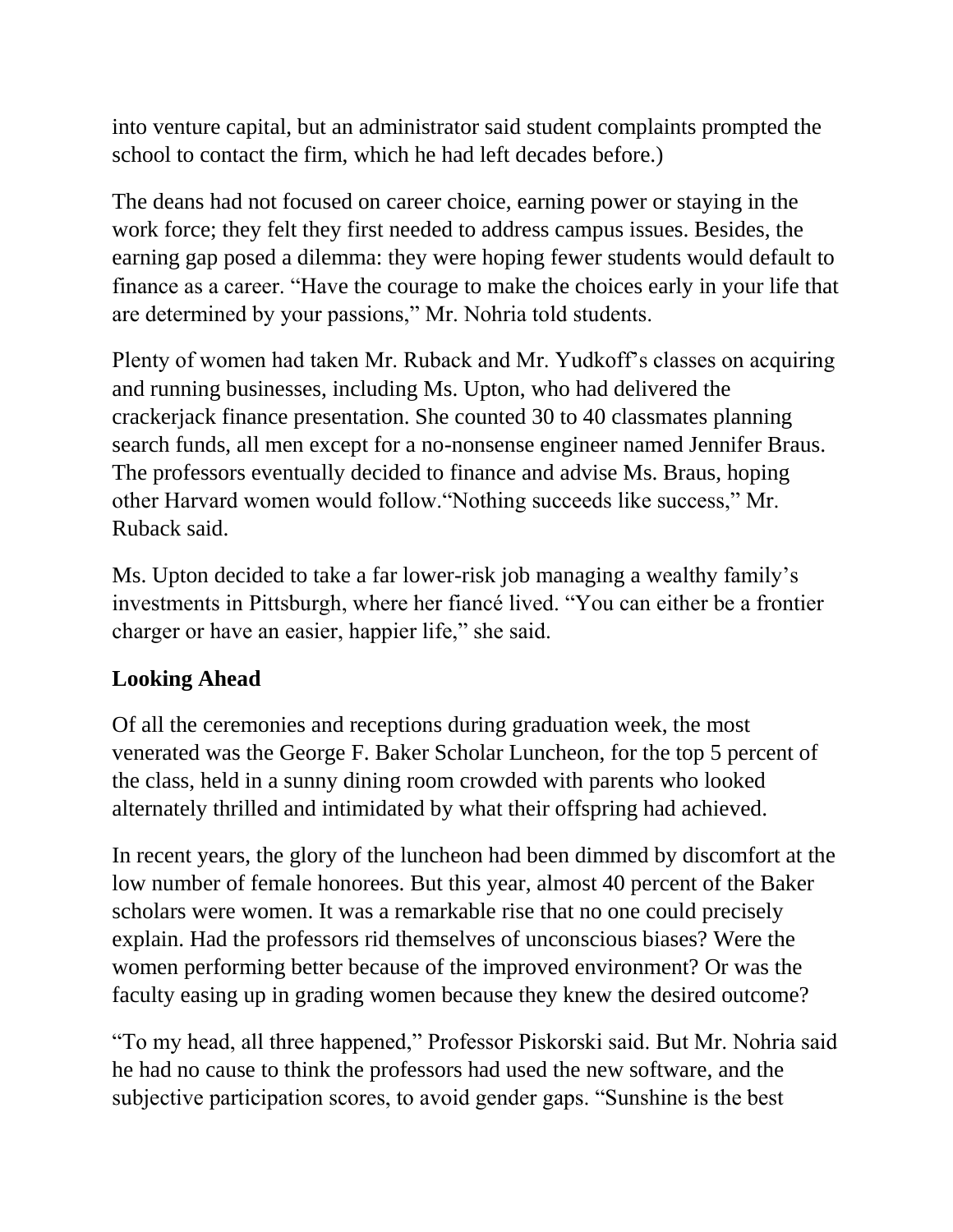into venture capital, but an administrator said student complaints prompted the school to contact the firm, which he had left decades before.)

The deans had not focused on career choice, earning power or staying in the work force; they felt they first needed to address campus issues. Besides, the earning gap posed a dilemma: they were hoping fewer students would default to finance as a career. “Have the courage to make the choices early in your life that are determined by your passions,” Mr. Nohria told students.

Plenty of women had taken Mr. Ruback and Mr. Yudkoff’s classes on acquiring and running businesses, including Ms. Upton, who had delivered the crackerjack finance presentation. She counted 30 to 40 classmates planning search funds, all men except for a no-nonsense engineer named Jennifer Braus. The professors eventually decided to finance and advise Ms. Braus, hoping other Harvard women would follow.“Nothing succeeds like success,” Mr. Ruback said.

Ms. Upton decided to take a far lower-risk job managing a wealthy family’s investments in Pittsburgh, where her fiancé lived. “You can either be a frontier charger or have an easier, happier life,” she said.

## Looking Ahead

Of all the ceremonies and receptions during graduation week, the most venerated was the George F. Baker Scholar Luncheon, for the top 5 percent of the class, held in a sunny dining room crowded with parents who looked alternately thrilled and intimidated by what their offspring had achieved.

In recent years, the glory of the luncheon had been dimmed by discomfort at the low number of female honorees. But this year, almost 40 percent of the Baker scholars were women. It was a remarkable rise that no one could precisely explain. Had the professors rid themselves of unconscious biases? Were the women performing better because of the improved environment? Or was the faculty easing up in grading women because they knew the desired outcome?

“To my head, all three happened,” Professor Piskorski said. But Mr. Nohria said he had no cause to think the professors had used the new software, and the subjective participation scores, to avoid gender gaps. “Sunshine is the best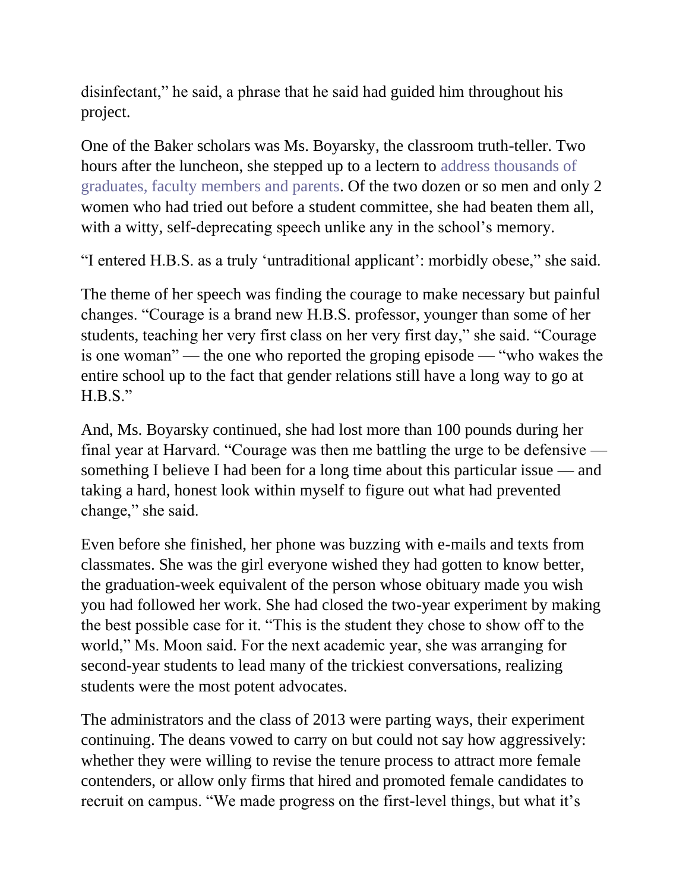disinfectant," he said, a phrase that he said had guided him throughout his project.

One of the Baker scholars was Ms. Boyarsky, the classroom truth-teller. Two hours after the luncheon, she stepped up to a lectern to address thousands of graduates, faculty members and parents. Of the two dozen or so men and only 2 women who had tried out before a student committee, she had beaten them all, with a witty, self-deprecating speech unlike any in the school's memory.

"I entered H.B.S. as a truly 'untraditional applicant': morbidly obese," she said.

The theme of her speech was finding the courage to make necessary but painful changes. "Courage is a brand new H.B.S. professor, younger than some of her students, teaching her very first class on her very first day," she said. "Courage is one woman" — the one who reported the groping episode — "who wakes the entire school up to the fact that gender relations still have a long way to go at H.B.S."

And, Ms. Boyarsky continued, she had lost more than 100 pounds during her final year at Harvard. "Courage was then me battling the urge to be defensive — something I believe I had been for a long time about this particular issue — and taking a hard, honest look within myself to figure out what had prevented change," she said.

Even before she finished, her phone was buzzing with e-mails and texts from classmates. She was the girl everyone wished they had gotten to know better, the graduation-week equivalent of the person whose obituary made you wish you had followed her work. She had closed the two-year experiment by making the best possible case for it. "This is the student they chose to show off to the world," Ms. Moon said. For the next academic year, she was arranging for second-year students to lead many of the trickiest conversations, realizing students were the most potent advocates.

The administrators and the class of 2013 were parting ways, their experiment continuing. The deans vowed to carry on but could not say how aggressively: whether they were willing to revise the tenure process to attract more female contenders, or allow only firms that hired and promoted female candidates to recruit on campus. "We made progress on the first-level things, but what it's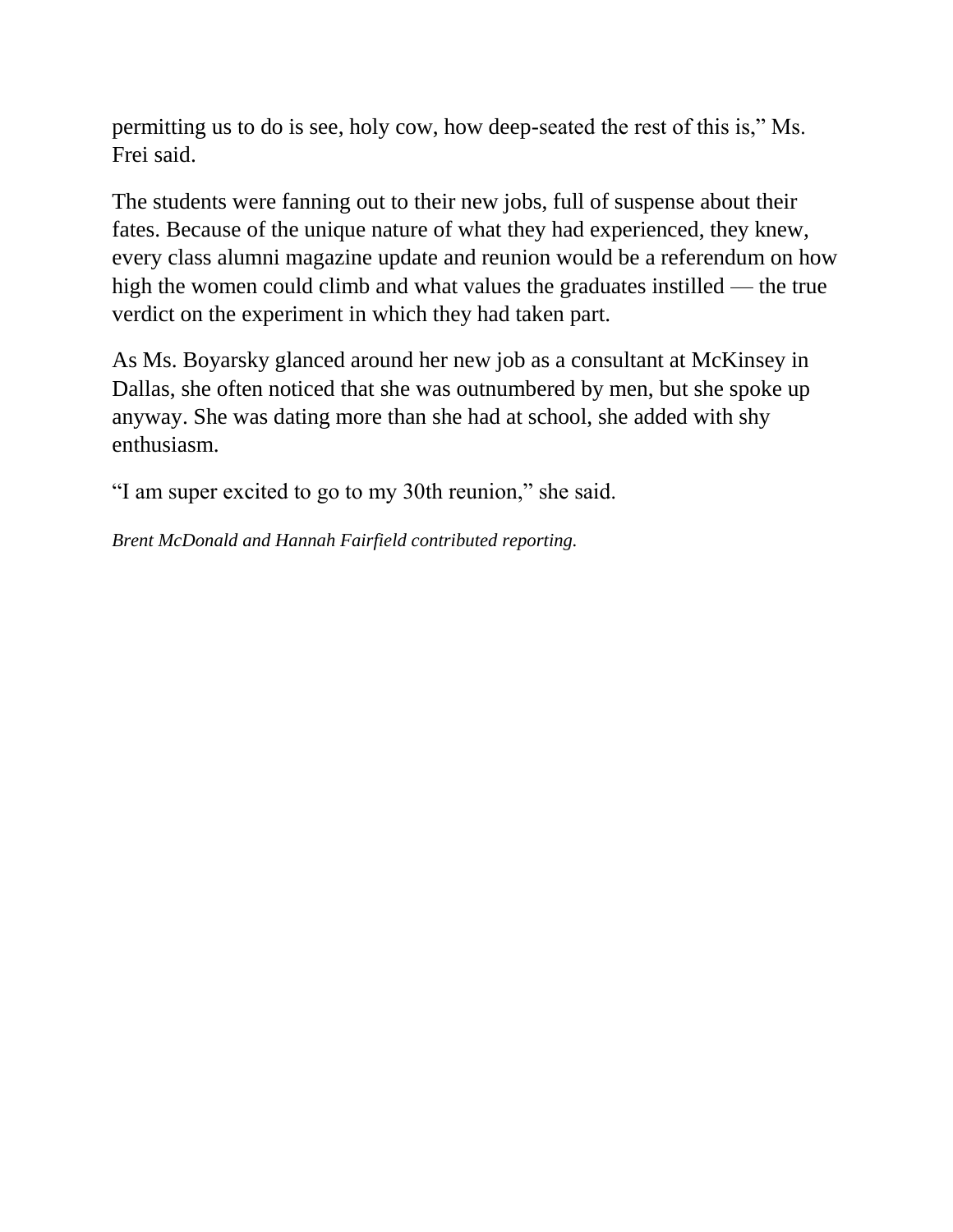permitting us to do is see, holy cow, how deep-seated the rest of this is," Ms. Frei said.

The students were fanning out to their new jobs, full of suspense about their fates. Because of the unique nature of what they had experienced, they knew, every class alumni magazine update and reunion would be a referendum on how high the women could climb and what values the graduates instilled — the true verdict on the experiment in which they had taken part.

As Ms. Boyarsky glanced around her new job as a consultant at McKinsey in Dallas, she often noticed that she was outnumbered by men, but she spoke up anyway. She was dating more than she had at school, she added with shy enthusiasm.

"I am super excited to go to my 30th reunion," she said.

*Brent McDonald and Hannah Fairfield contributed reporting.*